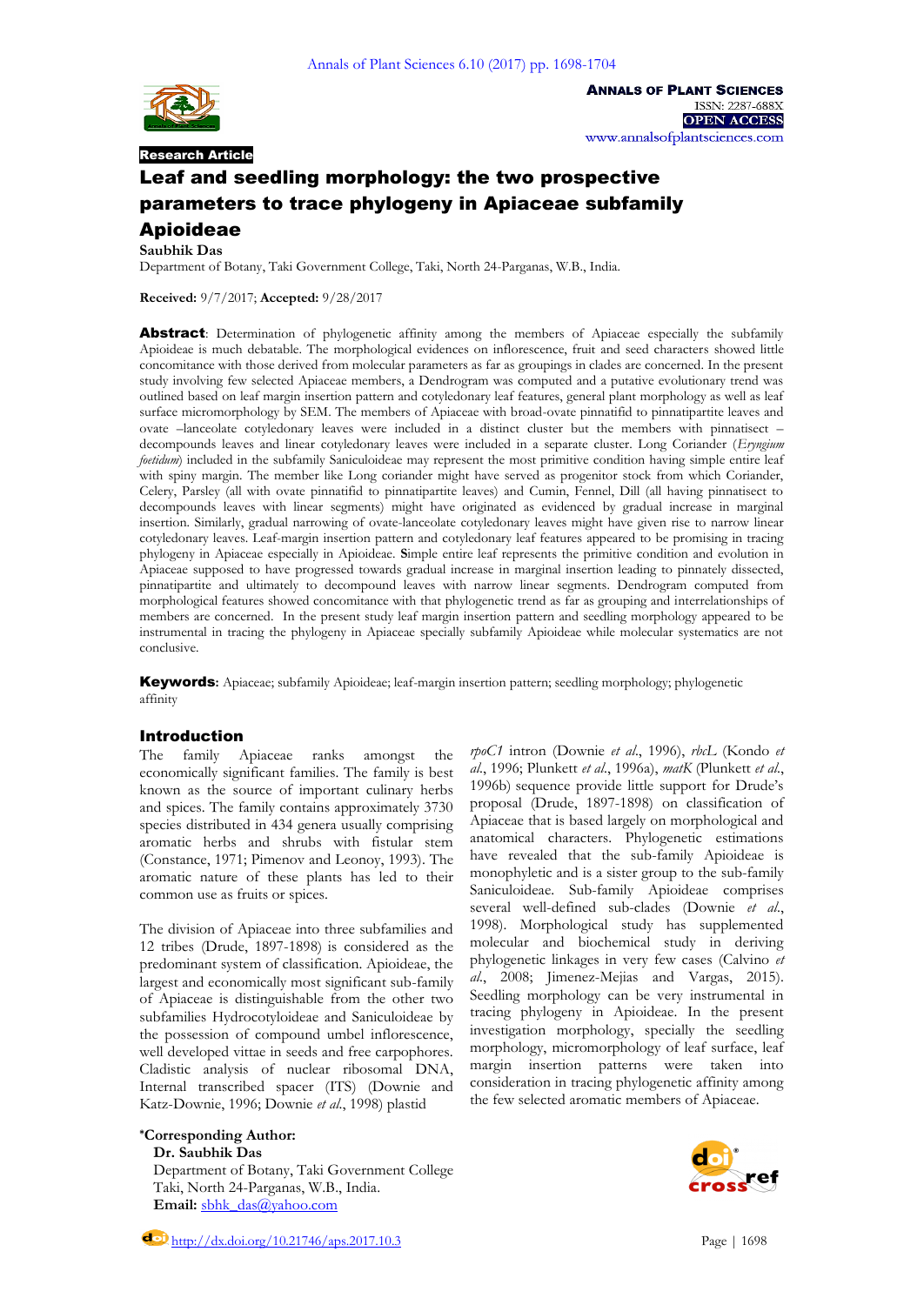Research Article

# Leaf and seedling morphology: the two prospective parameters to trace phylogeny in Apiaceae subfamily Apioideae

**Saubhik Das**

Department of Botany, Taki Government College, Taki, North 24-Parganas, W.B., India.

**Received:** 9/7/2017; **Accepted:** 9/28/2017

**Abstract**: Determination of phylogenetic affinity among the members of Apiaceae especially the subfamily Apioideae is much debatable. The morphological evidences on inflorescence, fruit and seed characters showed little concomitance with those derived from molecular parameters as far as groupings in clades are concerned. In the present study involving few selected Apiaceae members, a Dendrogram was computed and a putative evolutionary trend was outlined based on leaf margin insertion pattern and cotyledonary leaf features, general plant morphology as well as leaf surface micromorphology by SEM. The members of Apiaceae with broad-ovate pinnatifid to pinnatipartite leaves and ovate –lanceolate cotyledonary leaves were included in a distinct cluster but the members with pinnatisect – decompounds leaves and linear cotyledonary leaves were included in a separate cluster. Long Coriander (*Eryngium foetidum*) included in the subfamily Saniculoideae may represent the most primitive condition having simple entire leaf with spiny margin. The member like Long coriander might have served as progenitor stock from which Coriander, Celery, Parsley (all with ovate pinnatifid to pinnatipartite leaves) and Cumin, Fennel, Dill (all having pinnatisect to decompounds leaves with linear segments) might have originated as evidenced by gradual increase in marginal insertion. Similarly, gradual narrowing of ovate-lanceolate cotyledonary leaves might have given rise to narrow linear cotyledonary leaves. Leaf-margin insertion pattern and cotyledonary leaf features appeared to be promising in tracing phylogeny in Apiaceae especially in Apioideae. **S**imple entire leaf represents the primitive condition and evolution in Apiaceae supposed to have progressed towards gradual increase in marginal insertion leading to pinnately dissected, pinnatipartite and ultimately to decompound leaves with narrow linear segments. Dendrogram computed from morphological features showed concomitance with that phylogenetic trend as far as grouping and interrelationships of members are concerned. In the present study leaf margin insertion pattern and seedling morphology appeared to be instrumental in tracing the phylogeny in Apiaceae specially subfamily Apioideae while molecular systematics are not conclusive.

**Keywords**: Apiaceae; subfamily Apioideae; leaf-margin insertion pattern; seedling morphology; phylogenetic affinity

## Introduction

The family Apiaceae ranks amongst the economically significant families. The family is best known as the source of important culinary herbs and spices. The family contains approximately 3730 species distributed in 434 genera usually comprising aromatic herbs and shrubs with fistular stem (Constance, 1971; Pimenov and Leonov, 1993). The aromatic nature of these plants has led to their common use as fruits or spices.

The division of Apiaceae into three subfamilies and 12 tribes (Drude, 1897-1898) is considered as the predominant system of classification. Apioideae, the largest and economically most significant sub-family of Apiaceae is distinguishable from the other two subfamilies Hydrocotyloideae and Saniculoideae by the possession of compound umbel inflorescence, well developed vittae in seeds and free carpophores. Cladistic analysis of nuclear ribosomal DNA, Internal transcribed spacer (ITS) (Downie and Katz-Downie, 1996; Downie *et al*., 1998) plastid *rpoC1* intron (Downie *et al*., 1996), *rbcL* (Kondo *et al*., 1996; Plunkett *et al*., 1996a), *matK* (Plunkett *et al*., 1996b) sequence provide little support for Drude's proposal (Drude, 1897-1898) on classification of Apiaceae that is based largely on morphological and anatomical characters. Phylogenetic estimations have revealed that the sub-family Apioideae is monophyletic and is a sister group to the sub-family Saniculoideae. Sub-family Apioideae comprises several well-defined sub-clades (Downie *et al*., 1998). Morphological study has supplemented molecular and biochemical study in deriving phylogenetic linkages in very few cases (Calvino *et al*., 2008; Jimenez-Mejias and Vargas, 2015). Seedling morphology can be very instrumental in tracing phylogeny in Apioideae. In the present investigation morphology, specially the seedling morphology, micromorphology of leaf surface, leaf margin insertion patterns were taken into consideration in tracing phylogenetic affinity among the few selected aromatic members of Apiaceae.

*Corresponding Author:
**Dr. Saubhik Das**
Department of Botany, Taki Government College
Taki, North 24-Parganas, W.B., India.
**Email:** sbhk_das@yahoo.com

http://dx.doi.org/10.21746/aps.2017.10.3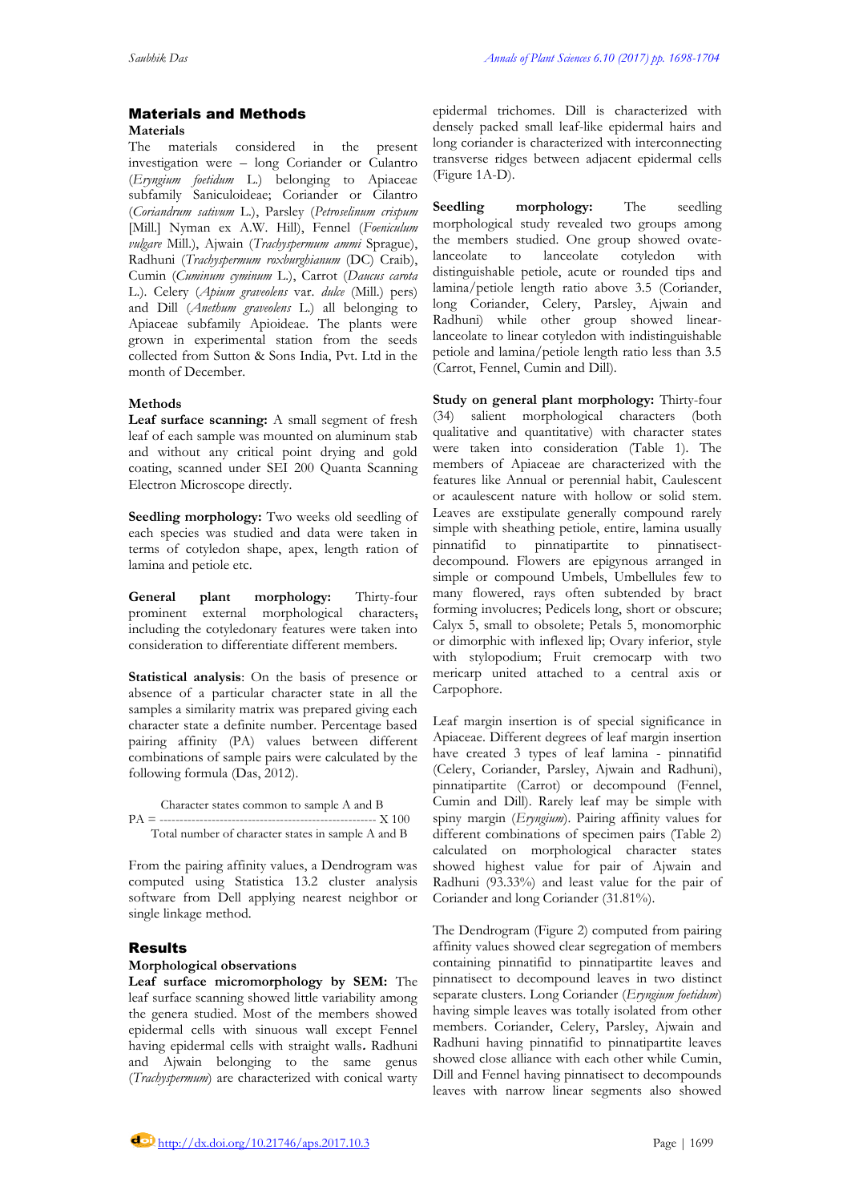## Materials and Methods

### Materials

The materials considered in the present investigation were – long Coriander or Culantro (*Eryngium foetidum* L.) belonging to Apiaceae subfamily Saniculoideae; Coriander or Cilantro (*Coriandrum sativum* L.), Parsley (*Petroselinum crispum* [Mill.] Nyman ex A.W. Hill), Fennel (*Foeniculum vulgare* Mill.), Ajwain (*Trachyspermum ammi* Sprague), Radhuni (*Trachyspermum roxburghianum* (DC) Craib), Cumin (*Cuminum cyminum* L.), Carrot (*Daucus carota* L.). Celery (*Apium graveolens* var. *dulce* (Mill.) pers) and Dill (*Anethum graveolens* L.) all belonging to Apiaceae subfamily Apioideae. The plants were grown in experimental station from the seeds collected from Sutton & Sons India, Pvt. Ltd in the month of December.

### Methods

**Leaf surface scanning:** A small segment of fresh leaf of each sample was mounted on aluminum stab and without any critical point drying and gold coating, scanned under SEI 200 Quanta Scanning Electron Microscope directly.

**Seedling morphology:** Two weeks old seedling of each species was studied and data were taken in terms of cotyledon shape, apex, length ration of lamina and petiole etc.

**General plant morphology:** Thirty-four prominent external morphological characters, including the cotyledonary features were taken into consideration to differentiate different members.

**Statistical analysis**: On the basis of presence or absence of a particular character state in all the samples a similarity matrix was prepared giving each character state a definite number. Percentage based pairing affinity (PA) values between different combinations of sample pairs were calculated by the following formula (Das, 2012).

$$PA = \frac{\text{Character states common to sample A and B}}{\text{Total number of character states in sample A and B}} \times 100$$

From the pairing affinity values, a Dendrogram was computed using Statistica 13.2 cluster analysis software from Dell applying nearest neighbor or single linkage method.

## Results

### Morphological observations

**Leaf surface micromorphology by SEM:** The leaf surface scanning showed little variability among the genera studied. Most of the members showed epidermal cells with sinuous wall except Fennel having epidermal cells with straight walls. Radhuni and Ajwain belonging to the same genus (*Trachyspermum*) are characterized with conical warty epidermal trichomes. Dill is characterized with densely packed small leaf-like epidermal hairs and long coriander is characterized with interconnecting transverse ridges between adjacent epidermal cells (Figure 1A-D).

**Seedling morphology:** The seedling morphological study revealed two groups among the members studied. One group showed ovate-lanceolate to lanceolate cotyledon with distinguishable petiole, acute or rounded tips and lamina/petiole length ratio above 3.5 (Coriander, long Coriander, Celery, Parsley, Ajwain and Radhuni) while other group showed linear-lanceolate to linear cotyledon with indistinguishable petiole and lamina/petiole length ratio less than 3.5 (Carrot, Fennel, Cumin and Dill).

**Study on general plant morphology:** Thirty-four (34) salient morphological characters (both qualitative and quantitative) with character states were taken into consideration (Table 1). The members of Apiaceae are characterized with the features like Annual or perennial habit, Caulescent or acaulescent nature with hollow or solid stem. Leaves are exstipulate generally compound rarely simple with sheathing petiole, entire, lamina usually pinnatifid to pinnatipartite to pinnatisect-decompound. Flowers are epigynous arranged in simple or compound Umbels, Umbellules few to many flowered, rays often subtended by bract forming involucres; Pedicels long, short or obscure; Calyx 5, small to obsolete; Petals 5, monomorphic or dimorphic with inflexed lip; Ovary inferior, style with stylopodium; Fruit cremocarp with two mericarp united attached to a central axis or Carpophore.

Leaf margin insertion is of special significance in Apiaceae. Different degrees of leaf margin insertion have created 3 types of leaf lamina - pinnatifid (Celery, Coriander, Parsley, Ajwain and Radhuni), pinnatipartite (Carrot) or decompound (Fennel, Cumin and Dill). Rarely leaf may be simple with spiny margin (*Eryngium*). Pairing affinity values for different combinations of specimen pairs (Table 2) calculated on morphological character states showed highest value for pair of Ajwain and Radhuni (93.33%) and least value for the pair of Coriander and long Coriander (31.81%).

The Dendrogram (Figure 2) computed from pairing affinity values showed clear segregation of members containing pinnatifid to pinnatipartite leaves and pinnatisect to decompound leaves in two distinct separate clusters. Long Coriander (*Eryngium foetidum*) having simple leaves was totally isolated from other members. Coriander, Celery, Parsley, Ajwain and Radhuni having pinnatifid to pinnatipartite leaves showed close alliance with each other while Cumin, Dill and Fennel having pinnatisect to decompounds leaves with narrow linear segments also showed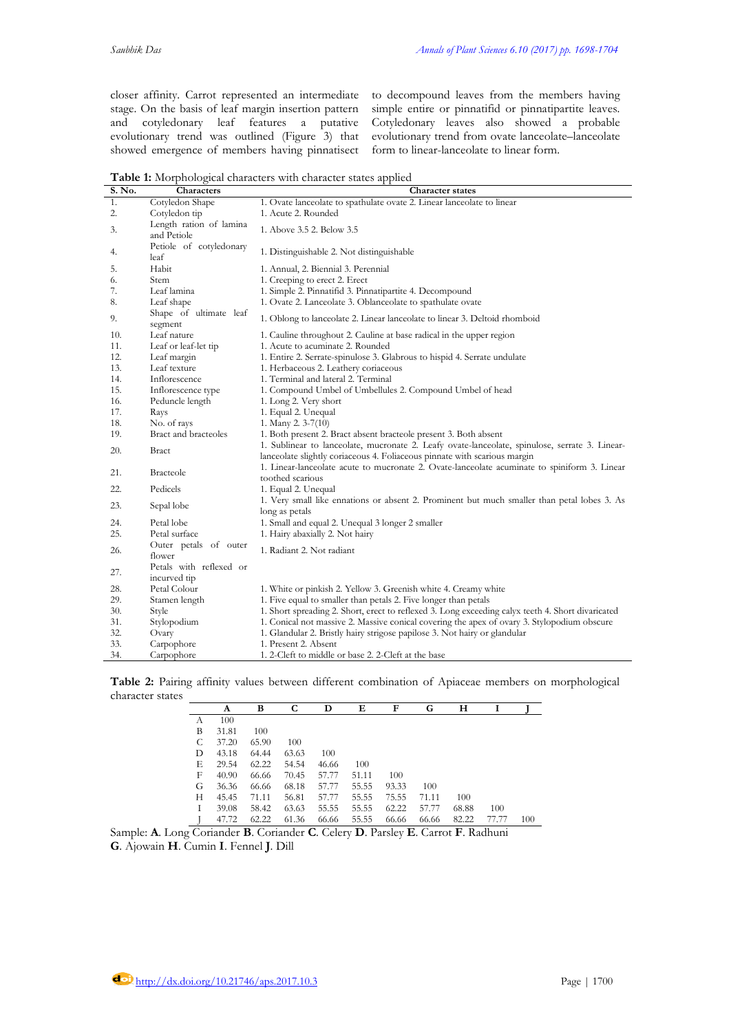closer affinity. Carrot represented an intermediate stage. On the basis of leaf margin insertion pattern and cotyledonary leaf features a putative evolutionary trend was outlined (Figure 3) that showed emergence of members having pinnatisect to decompound leaves from the members having simple entire or pinnatifid or pinnatipartite leaves. Cotyledonary leaves also showed a probable evolutionary trend from ovate lanceolate–lanceolate form to linear-lanceolate to linear form.

**Table 1:** Morphological characters with character states applied

| S. No. | Characters | Character states |
|---|---|---|
| 1. | Cotyledon Shape | 1. Ovate lanceolate to spathulate ovate 2. Linear lanceolate to linear |
| 2. | Cotyledon tip | 1. Acute 2. Rounded |
| 3. | Length ration of lamina and Petiole | 1. Above 3.5 2. Below 3.5 |
| 4. | Petiole of cotyledonary leaf | 1. Distinguishable 2. Not distinguishable |
| 5. | Habit | 1. Annual, 2. Biennial 3. Perennial |
| 6. | Stem | 1. Creeping to erect 2. Erect |
| 7. | Leaf lamina | 1. Simple 2. Pinnatifid 3. Pinnatipartite 4. Decompound |
| 8. | Leaf shape | 1. Ovate 2. Lanceolate 3. Oblanceolate to spathulate ovate |
| 9. | Shape of ultimate leaf segment | 1. Oblong to lanceolate 2. Linear lanceolate to linear 3. Deltoid rhomboid |
| 10. | Leaf nature | 1. Cauline throughout 2. Cauline at base radical in the upper region |
| 11. | Leaf or leaf-let tip | 1. Acute to acuminate 2. Rounded |
| 12. | Leaf margin | 1. Entire 2. Serrate-spinulose 3. Glabrous to hispid 4. Serrate undulate |
| 13. | Leaf texture | 1. Herbaceous 2. Leathery coriaceous |
| 14. | Inflorescence | 1. Terminal and lateral 2. Terminal |
| 15. | Inflorescence type | 1. Compound Umbel of Umbellules 2. Compound Umbel of head |
| 16. | Peduncle length | 1. Long 2. Very short |
| 17. | Rays | 1. Equal 2. Unequal |
| 18. | No. of rays | 1. Many 2. 3-7(10) |
| 19. | Bract and bracteoles | 1. Both present 2. Bract absent bracteole present 3. Both absent |
| 20. | Bract | 1. Sublinear to lanceolate, mucronate 2. Leafy ovate-lanceolate, spinulose, serrate 3. Linear-lanceolate slightly coriaceous 4. Foliaceous pinnate with scarious margin |
| 21. | Bracteole | 1. Linear-lanceolate acute to mucronate 2. Ovate-lanceolate acuminate to spiniform 3. Linear toothed scarious |
| 22. | Pedicels | 1. Equal 2. Unequal |
| 23. | Sepal lobe | 1. Very small like ennations or absent 2. Prominent but much smaller than petal lobes 3. As long as petals |
| 24. | Petal lobe | 1. Small and equal 2. Unequal 3 longer 2 smaller |
| 25. | Petal surface | 1. Hairy abaxially 2. Not hairy |
| 26. | Outer petals of outer flower | 1. Radiant 2. Not radiant |
| 27. | Petals with reflexed or incurved tip | |
| 28. | Petal Colour | 1. White or pinkish 2. Yellow 3. Greenish white 4. Creamy white |
| 29. | Stamen length | 1. Five equal to smaller than petals 2. Five longer than petals |
| 30. | Style | 1. Short spreading 2. Short, erect to reflexed 3. Long exceeding calyx teeth 4. Short divaricated |
| 31. | Stylopodium | 1. Conical not massive 2. Massive conical covering the apex of ovary 3. Stylopodium obscure |
| 32. | Ovary | 1. Glandular 2. Bristly hairy strigose papilose 3. Not hairy or glandular |
| 33. | Carpophore | 1. Present 2. Absent |
| 34. | Carpophore | 1. 2-Cleft to middle or base 2. 2-Cleft at the base |

**Table 2:** Pairing affinity values between different combination of Apiaceae members on morphological character states

| | A | B | C | D | E | F | G | H | I | J |
|---|---|---|---|---|---|---|---|---|---|---|
| A | 100 | | | | | | | | | |
| B | 31.81 | 100 | | | | | | | | |
| C | 37.20 | 65.90 | 100 | | | | | | | |
| D | 43.18 | 64.44 | 63.63 | 100 | | | | | | |
| E | 29.54 | 62.22 | 54.54 | 46.66 | 100 | | | | | |
| F | 40.90 | 66.66 | 70.45 | 57.77 | 51.11 | 100 | | | | |
| G | 36.36 | 66.66 | 68.18 | 57.77 | 55.55 | 93.33 | 100 | | | |
| H | 45.45 | 71.11 | 56.81 | 57.77 | 55.55 | 75.55 | 71.11 | 100 | | |
| I | 39.08 | 58.42 | 63.63 | 55.55 | 55.55 | 62.22 | 57.77 | 68.88 | 100 | |
| J | 47.72 | 62.22 | 61.36 | 66.66 | 55.55 | 66.66 | 66.66 | 82.22 | 77.77 | 100 |

Sample: **A**. Long Coriander **B**. Coriander **C**. Celery **D**. Parsley **E**. Carrot **F**. Radhuni **G**. Ajowain **H**. Cumin **I**. Fennel **J**. Dill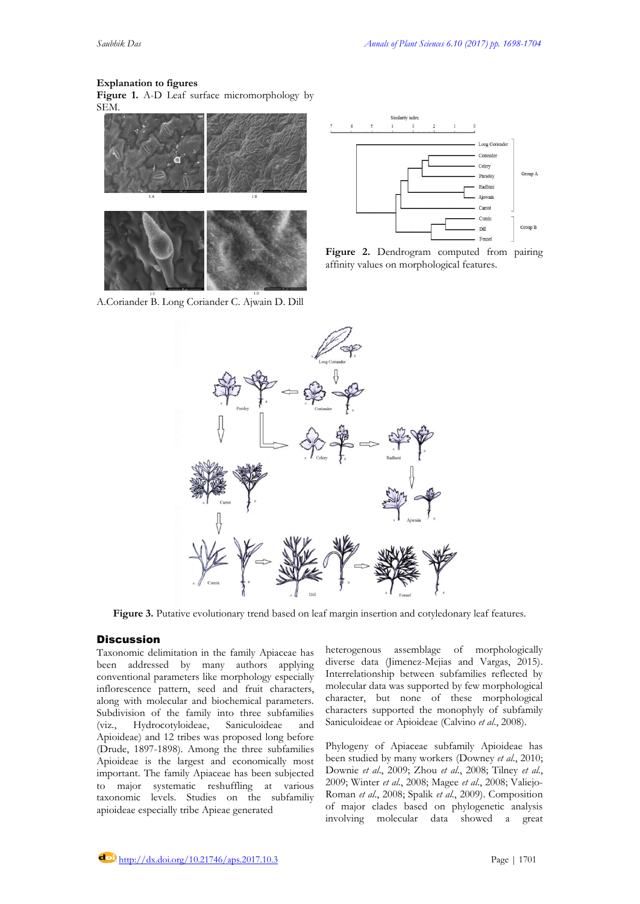**Explanation to figures**

**Figure 1.** A-D Leaf surface micromorphology by SEM.

A.Coriander B. Long Coriander C. Ajwain D. Dill

**Figure 2.** Dendrogram computed from pairing affinity values on morphological features.

**Figure 3.** Putative evolutionary trend based on leaf margin insertion and cotyledonary leaf features.

## Discussion

Taxonomic delimitation in the family Apiaceae has been addressed by many authors applying conventional parameters like morphology especially inflorescence pattern, seed and fruit characters, along with molecular and biochemical parameters. Subdivision of the family into three subfamilies (viz., Hydrocotyloideae, Saniculoideae and Apioideae) and 12 tribes was proposed long before (Drude, 1897-1898). Among the three subfamilies Apioideae is the largest and economically most important. The family Apiaceae has been subjected to major systematic reshuffling at various taxonomic levels. Studies on the subfamiliy apioideae especially tribe Apieae generated heterogenous assemblage of morphologically diverse data (Jimenez-Mejias and Vargas, 2015). Interrelationship between subfamilies reflected by molecular data was supported by few morphological character, but none of these morphological characters supported the monophyly of subfamily Saniculoideae or Apioideae (Calvino *et al*., 2008).

Phylogeny of Apiaceae subfamily Apioideae has been studied by many workers (Downey *et al*., 2010; Downie *et al*., 2009; Zhou *et al*., 2008; Tilney *et al*., 2009; Winter *et al*., 2008; Magee *et al*., 2008; Valiejo-Roman *et al*., 2008; Spalik *et al*., 2009). Composition of major clades based on phylogenetic analysis involving molecular data showed a great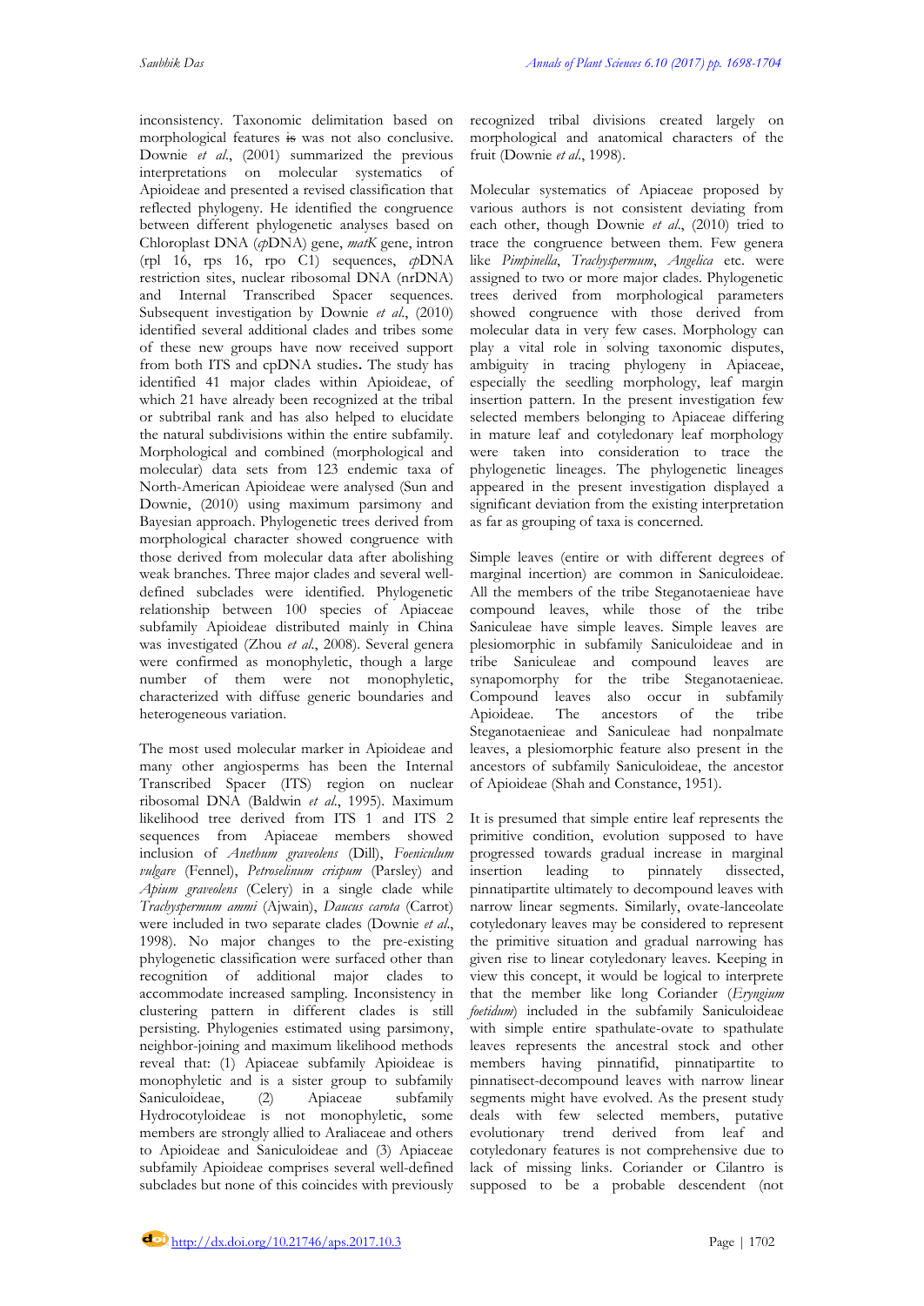inconsistency. Taxonomic delimitation based on morphological features ~~is~~ was not also conclusive. Downie *et al*., (2001) summarized the previous interpretations on molecular systematics of Apioideae and presented a revised classification that reflected phylogeny. He identified the congruence between different phylogenetic analyses based on Chloroplast DNA (*cp*DNA) gene, *matK* gene, intron (rpl 16, rps 16, rpo C1) sequences, *cp*DNA restriction sites, nuclear ribosomal DNA (nrDNA) and Internal Transcribed Spacer sequences. Subsequent investigation by Downie *et al*., (2010) identified several additional clades and tribes some of these new groups have now received support from both ITS and cpDNA studies**.** The study has identified 41 major clades within Apioideae, of which 21 have already been recognized at the tribal or subtribal rank and has also helped to elucidate the natural subdivisions within the entire subfamily. Morphological and combined (morphological and molecular) data sets from 123 endemic taxa of North-American Apioideae were analysed (Sun and Downie, (2010) using maximum parsimony and Bayesian approach. Phylogenetic trees derived from morphological character showed congruence with those derived from molecular data after abolishing weak branches. Three major clades and several well-defined subclades were identified. Phylogenetic relationship between 100 species of Apiaceae subfamily Apioideae distributed mainly in China was investigated (Zhou *et al*., 2008). Several genera were confirmed as monophyletic, though a large number of them were not monophyletic, characterized with diffuse generic boundaries and heterogeneous variation.

The most used molecular marker in Apioideae and many other angiosperms has been the Internal Transcribed Spacer (ITS) region on nuclear ribosomal DNA (Baldwin *et al*., 1995). Maximum likelihood tree derived from ITS 1 and ITS 2 sequences from Apiaceae members showed inclusion of *Anethum graveolens* (Dill), *Foeniculum vulgare* (Fennel), *Petroselinum crispum* (Parsley) and *Apium graveolens* (Celery) in a single clade while *Trachyspermum ammi* (Ajwain), *Daucus carota* (Carrot) were included in two separate clades (Downie *et al*., 1998). No major changes to the pre-existing phylogenetic classification were surfaced other than recognition of additional major clades to accommodate increased sampling. Inconsistency in clustering pattern in different clades is still persisting. Phylogenies estimated using parsimony, neighbor-joining and maximum likelihood methods reveal that: (1) Apiaceae subfamily Apioideae is monophyletic and is a sister group to subfamily Saniculoideae, (2) Apiaceae subfamily Hydrocotyloideae is not monophyletic, some members are strongly allied to Araliaceae and others to Apioideae and Saniculoideae and (3) Apiaceae subfamily Apioideae comprises several well-defined subclades but none of this coincides with previously recognized tribal divisions created largely on morphological and anatomical characters of the fruit (Downie *et al*., 1998).

Molecular systematics of Apiaceae proposed by various authors is not consistent deviating from each other, though Downie *et al*., (2010) tried to trace the congruence between them. Few genera like *Pimpinella*, *Trachyspermum*, *Angelica* etc. were assigned to two or more major clades. Phylogenetic trees derived from morphological parameters showed congruence with those derived from molecular data in very few cases. Morphology can play a vital role in solving taxonomic disputes, ambiguity in tracing phylogeny in Apiaceae, especially the seedling morphology, leaf margin insertion pattern. In the present investigation few selected members belonging to Apiaceae differing in mature leaf and cotyledonary leaf morphology were taken into consideration to trace the phylogenetic lineages. The phylogenetic lineages appeared in the present investigation displayed a significant deviation from the existing interpretation as far as grouping of taxa is concerned.

Simple leaves (entire or with different degrees of marginal incertion) are common in Saniculoideae. All the members of the tribe Steganotaenieae have compound leaves, while those of the tribe Saniculeae have simple leaves. Simple leaves are plesiomorphic in subfamily Saniculoideae and in tribe Saniculeae and compound leaves are synapomorphy for the tribe Steganotaenieae. Compound leaves also occur in subfamily Apioideae. The ancestors of the tribe Steganotaenieae and Saniculeae had nonpalmate leaves, a plesiomorphic feature also present in the ancestors of subfamily Saniculoideae, the ancestor of Apioideae (Shah and Constance, 1951).

It is presumed that simple entire leaf represents the primitive condition, evolution supposed to have progressed towards gradual increase in marginal insertion leading to pinnately dissected, pinnatipartite ultimately to decompound leaves with narrow linear segments. Similarly, ovate-lanceolate cotyledonary leaves may be considered to represent the primitive situation and gradual narrowing has given rise to linear cotyledonary leaves. Keeping in view this concept, it would be logical to interprete that the member like long Coriander (*Eryngium foetidum*) included in the subfamily Saniculoideae with simple entire spathulate-ovate to spathulate leaves represents the ancestral stock and other members having pinnatifid, pinnatipartite to pinnatisect-decompound leaves with narrow linear segments might have evolved. As the present study deals with few selected members, putative evolutionary trend derived from leaf and cotyledonary features is not comprehensive due to lack of missing links. Coriander or Cilantro is supposed to be a probable descendent (not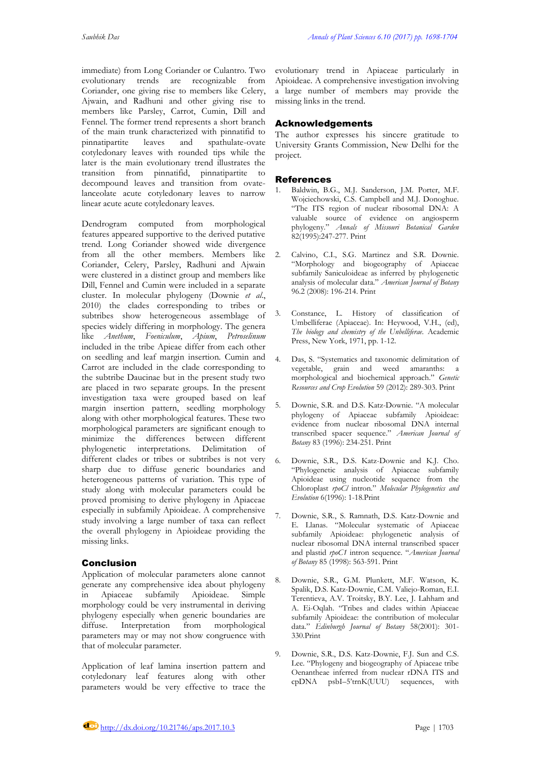immediate) from Long Coriander or Culantro. Two evolutionary trends are recognizable from Coriander, one giving rise to members like Celery, Ajwain, and Radhuni and other giving rise to members like Parsley, Carrot, Cumin, Dill and Fennel. The former trend represents a short branch of the main trunk characterized with pinnatifid to pinnatipartite leaves and spathulate-ovate cotyledonary leaves with rounded tips while the later is the main evolutionary trend illustrates the transition from pinnatifid, pinnatipartite to decompound leaves and transition from ovate-lanceolate acute cotyledonary leaves to narrow linear acute acute cotyledonary leaves.

Dendrogram computed from morphological features appeared supportive to the derived putative trend. Long Coriander showed wide divergence from all the other members. Members like Coriander, Celery, Parsley, Radhuni and Ajwain were clustered in a distinct group and members like Dill, Fennel and Cumin were included in a separate cluster. In molecular phylogeny (Downie *et al*., 2010) the clades corresponding to tribes or subtribes show heterogeneous assemblage of species widely differing in morphology. The genera like *Anethum*, *Foeniculum*, *Apium*, *Petroselinum* included in the tribe Apieae differ from each other on seedling and leaf margin insertion. Cumin and Carrot are included in the clade corresponding to the subtribe Daucinae but in the present study two are placed in two separate groups. In the present investigation taxa were grouped based on leaf margin insertion pattern, seedling morphology along with other morphological features. These two morphological parameters are significant enough to minimize the differences between different phylogenetic interpretations. Delimitation of different clades or tribes or subtribes is not very sharp due to diffuse generic boundaries and heterogeneous patterns of variation. This type of study along with molecular parameters could be proved promising to derive phylogeny in Apiaceae especially in subfamily Apioideae. A comprehensive study involving a large number of taxa can reflect the overall phylogeny in Apioideae providing the missing links.

## Conclusion

Application of molecular parameters alone cannot generate any comprehensive idea about phylogeny in Apiaceae subfamily Apioideae. Simple morphology could be very instrumental in deriving phylogeny especially when generic boundaries are diffuse. Interpretation from morphological parameters may or may not show congruence with that of molecular parameter.

Application of leaf lamina insertion pattern and cotyledonary leaf features along with other parameters would be very effective to trace the evolutionary trend in Apiaceae particularly in Apioideae. A comprehensive investigation involving a large number of members may provide the missing links in the trend.

## Acknowledgements

The author expresses his sincere gratitude to University Grants Commission, New Delhi for the project.

## References

1. Baldwin, B.G., M.J. Sanderson, J.M. Porter, M.F. Wojciechowski, C.S. Campbell and M.J. Donoghue. "The ITS region of nuclear ribosomal DNA: A valuable source of evidence on angiosperm phylogeny." *Annals of Missouri Botanical Garden* 82(1995):247-277. Print
2. Calvino, C.I., S.G. Martinez and S.R. Downie. "Morphology and biogeography of Apiaceae subfamily Saniculoideae as inferred by phylogenetic analysis of molecular data." *American Journal of Botany* 96.2 (2008): 196-214. Print
3. Constance, L. History of classification of Umbelliferae (Apiaceae). In: Heywood, V.H., (ed), *The biology and chemistry of the Unbelliferae.* Academic Press, New York, 1971, pp. 1-12.
4. Das, S. "Systematics and taxonomic delimitation of vegetable, grain and weed amaranths: a morphological and biochemical approach." *Genetic Resources and Crop Evolution* 59 (2012): 289-303. Print
5. Downie, S.R. and D.S. Katz-Downie. "A molecular phylogeny of Apiaceae subfamily Apioideae: evidence from nuclear ribosomal DNA internal transcribed spacer sequence." *American Journal of Botany* 83 (1996): 234-251. Print
6. Downie, S.R., D.S. Katz-Downie and K.J. Cho. "Phylogenetic analysis of Apiaceae subfamily Apioideae using nucleotide sequence from the Chloroplast *rpoCl* intron." *Molecular Phylogenetics and Evolution* 6(1996): 1-18.Print
7. Downie, S.R., S. Ramnath, D.S. Katz-Downie and E. Llanas. "Molecular systematic of Apiaceae subfamily Apioideae: phylogenetic analysis of nuclear ribosomal DNA internal transcribed spacer and plastid *rpoC1* intron sequence. "*American Journal of Botany* 85 (1998): 563-591. Print
8. Downie, S.R., G.M. Plunkett, M.F. Watson, K. Spalik, D.S. Katz-Downie, C.M. Valiejo-Roman, E.I. Terentieva, A.V. Troitsky, B.Y. Lee, J. Lahham and A. Ei-Oqlah. "Tribes and clades within Apiaceae subfamily Apioideae: the contribution of molecular data." *Edinburgh Journal of Botany* 58(2001): 301-330.Print
9. Downie, S.R., D.S. Katz-Downie, F.J. Sun and C.S. Lee. "Phylogeny and biogeography of Apiaceae tribe Oenantheae inferred from nuclear rDNA ITS and cpDNA psbI–5'trnK(UUU) sequences, with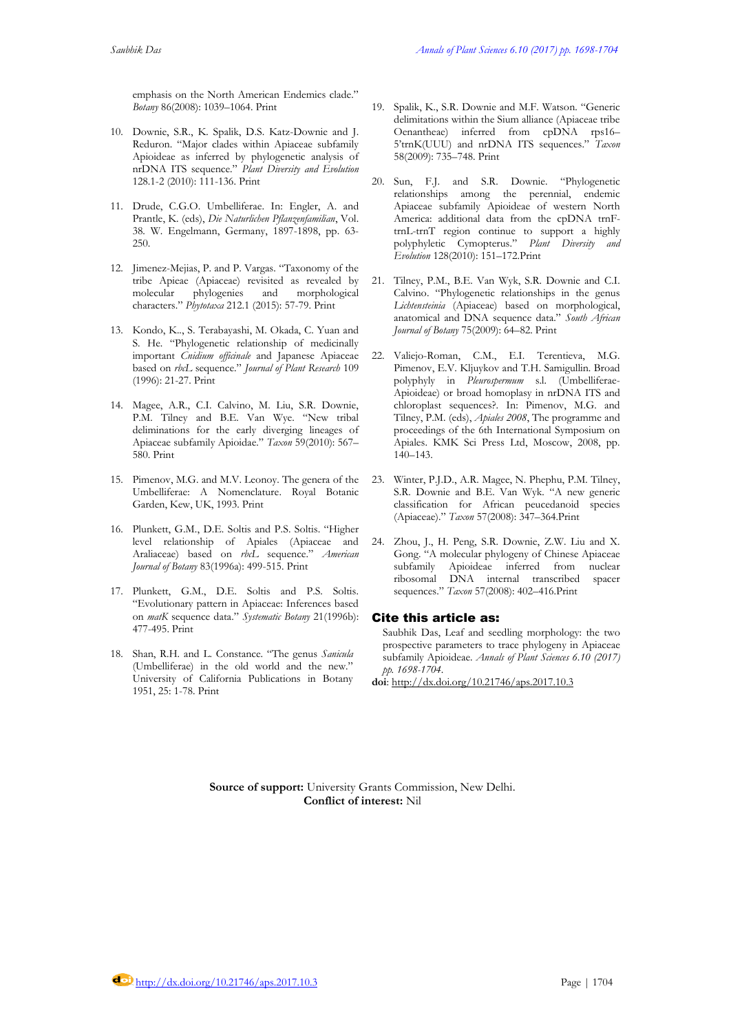emphasis on the North American Endemics clade." *Botany* 86(2008): 1039–1064. Print

10. Downie, S.R., K. Spalik, D.S. Katz-Downie and J. Reduron. "Major clades within Apiaceae subfamily Apioideae as inferred by phylogenetic analysis of nrDNA ITS sequence." *Plant Diversity and Evolution* 128.1-2 (2010): 111-136. Print

11. Drude, C.G.O. Umbelliferae. In: Engler, A. and Prantle, K. (eds), *Die Naturlichen Pflanzenfamilian*, Vol. 38. W. Engelmann, Germany, 1897-1898, pp. 63-250.

12. Jimenez-Mejias, P. and P. Vargas. "Taxonomy of the tribe Apieae (Apiaceae) revisited as revealed by molecular phylogenies and morphological characters." *Phytotaxa* 212.1 (2015): 57-79. Print

13. Kondo, K.., S. Terabayashi, M. Okada, C. Yuan and S. He. "Phylogenetic relationship of medicinally important *Cnidium officinale* and Japanese Apiaceae based on *rbcL* sequence." *Journal of Plant Research* 109 (1996): 21-27. Print

14. Magee, A.R., C.I. Calvino, M. Liu, S.R. Downie, P.M. Tilney and B.E. Van Wye. "New tribal deliminations for the early diverging lineages of Apiaceae subfamily Apioidae." *Taxon* 59(2010): 567–580. Print

15. Pimenov, M.G. and M.V. Leonoy. The genera of the Umbelliferae: A Nomenclature. Royal Botanic Garden, Kew, UK, 1993. Print

16. Plunkett, G.M., D.E. Soltis and P.S. Soltis. "Higher level relationship of Apiales (Apiaceae and Araliaceae) based on *rbcL* sequence." *American Journal of Botany* 83(1996a): 499-515. Print

17. Plunkett, G.M., D.E. Soltis and P.S. Soltis. "Evolutionary pattern in Apiaceae: Inferences based on *matK* sequence data." *Systematic Botany* 21(1996b): 477-495. Print

18. Shan, R.H. and L. Constance. "The genus *Sanicula* (Umbelliferae) in the old world and the new." University of California Publications in Botany 1951, 25: 1-78. Print

19. Spalik, K., S.R. Downie and M.F. Watson. "Generic delimitations within the Sium alliance (Apiaceae tribe Oenantheae) inferred from cpDNA rps16–5'trnK(UUU) and nrDNA ITS sequences." *Taxon* 58(2009): 735–748. Print

20. Sun, F.J. and S.R. Downie. "Phylogenetic relationships among the perennial, endemic Apiaceae subfamily Apioideae of western North America: additional data from the cpDNA trnF-trnL-trnT region continue to support a highly polyphyletic Cymopterus." *Plant Diversity and Evolution* 128(2010): 151–172.Print

21. Tilney, P.M., B.E. Van Wyk, S.R. Downie and C.I. Calvino. "Phylogenetic relationships in the genus *Lichtensteinia* (Apiaceae) based on morphological, anatomical and DNA sequence data." *South African Journal of Botany* 75(2009): 64–82. Print

22. Valiejo-Roman, C.M., E.I. Terentieva, M.G. Pimenov, E.V. Kljuykov and T.H. Samigullin. Broad polyphyly in *Pleurospermum* s.l. (Umbelliferae-Apioideae) or broad homoplasy in nrDNA ITS and chloroplast sequences?. In: Pimenov, M.G. and Tilney, P.M. (eds), *Apiales 2008*, The programme and proceedings of the 6th International Symposium on Apiales. KMK Sci Press Ltd, Moscow, 2008, pp. 140–143.

23. Winter, P.J.D., A.R. Magee, N. Phephu, P.M. Tilney, S.R. Downie and B.E. Van Wyk. "A new generic classification for African peucedanoid species (Apiaceae)." *Taxon* 57(2008): 347–364.Print

24. Zhou, J., H. Peng, S.R. Downie, Z.W. Liu and X. Gong. "A molecular phylogeny of Chinese Apiaceae subfamily Apioideae inferred from nuclear ribosomal DNA internal transcribed spacer sequences." *Taxon* 57(2008): 402–416.Print

## Cite this article as:

Saubhik Das, Leaf and seedling morphology: the two prospective parameters to trace phylogeny in Apiaceae subfamily Apioideae. *Annals of Plant Sciences 6.10 (2017) pp. 1698-1704*.

**doi**: http://dx.doi.org/10.21746/aps.2017.10.3

**Source of support:** University Grants Commission, New Delhi.
**Conflict of interest:** Nil